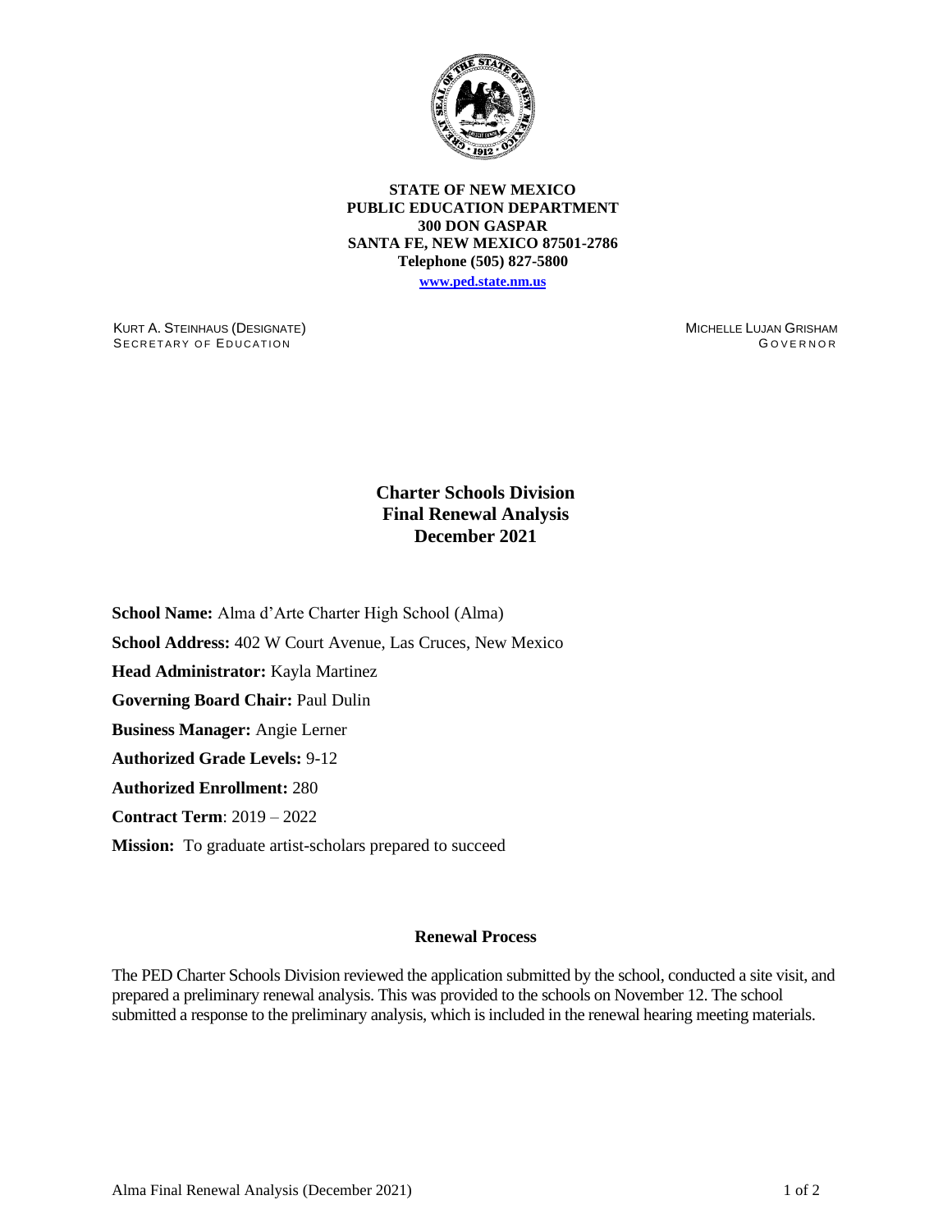**STATE OF NEW MEXICO**
**PUBLIC EDUCATION DEPARTMENT**
**300 DON GASPAR**
**SANTA FE, NEW MEXICO 87501-2786**
**Telephone (505) 827-5800**
**www.ped.state.nm.us**

KURT A. STEINHAUS (DESIGNATE)
SECRETARY OF EDUCATION

MICHELLE LUJAN GRISHAM
GOVERNOR

# Charter Schools Division
# Final Renewal Analysis
# December 2021

**School Name:** Alma d'Arte Charter High School (Alma)

**School Address:** 402 W Court Avenue, Las Cruces, New Mexico

**Head Administrator:** Kayla Martinez

**Governing Board Chair:** Paul Dulin

**Business Manager:** Angie Lerner

**Authorized Grade Levels:** 9-12

**Authorized Enrollment:** 280

**Contract Term**: 2019 – 2022

**Mission:** To graduate artist-scholars prepared to succeed

## Renewal Process

The PED Charter Schools Division reviewed the application submitted by the school, conducted a site visit, and prepared a preliminary renewal analysis. This was provided to the schools on November 12. The school submitted a response to the preliminary analysis, which is included in the renewal hearing meeting materials.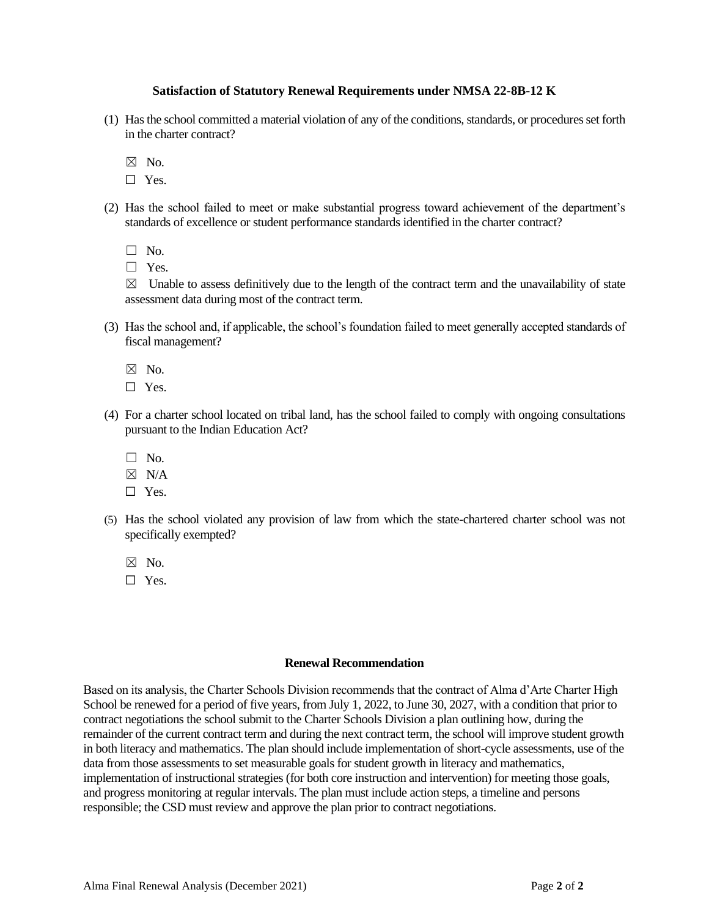**Satisfaction of Statutory Renewal Requirements under NMSA 22-8B-12 K**

(1) Has the school committed a material violation of any of the conditions, standards, or procedures set forth in the charter contract?

☒ No.
☐ Yes.

(2) Has the school failed to meet or make substantial progress toward achievement of the department's standards of excellence or student performance standards identified in the charter contract?

☐ No.
☐ Yes.
☒ Unable to assess definitively due to the length of the contract term and the unavailability of state assessment data during most of the contract term.

(3) Has the school and, if applicable, the school's foundation failed to meet generally accepted standards of fiscal management?

☒ No.
☐ Yes.

(4) For a charter school located on tribal land, has the school failed to comply with ongoing consultations pursuant to the Indian Education Act?

☐ No.
☒ N/A
☐ Yes.

(5) Has the school violated any provision of law from which the state-chartered charter school was not specifically exempted?

☒ No.
☐ Yes.

**Renewal Recommendation**

Based on its analysis, the Charter Schools Division recommends that the contract of Alma d'Arte Charter High School be renewed for a period of five years, from July 1, 2022, to June 30, 2027, with a condition that prior to contract negotiations the school submit to the Charter Schools Division a plan outlining how, during the remainder of the current contract term and during the next contract term, the school will improve student growth in both literacy and mathematics. The plan should include implementation of short-cycle assessments, use of the data from those assessments to set measurable goals for student growth in literacy and mathematics, implementation of instructional strategies (for both core instruction and intervention) for meeting those goals, and progress monitoring at regular intervals. The plan must include action steps, a timeline and persons responsible; the CSD must review and approve the plan prior to contract negotiations.